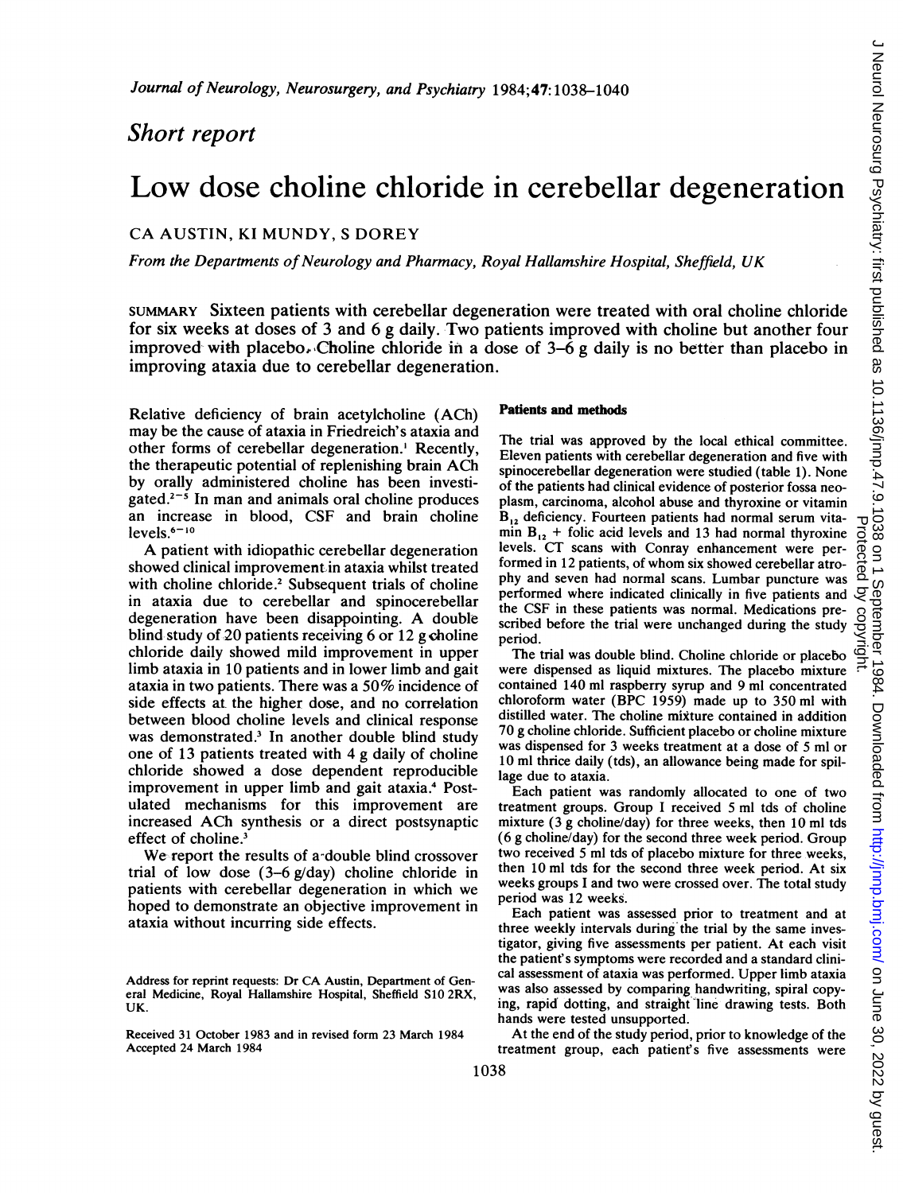## Short report

# Low dose choline chloride in cerebellar degeneration

CA AUSTIN, KI MUNDY, S DOREY

*From the Departments of Neurology and Pharmacy, Royal Hallamshire Hospital, Sheffield, UK*

SUMMARY Sixteen patients with cerebellar degeneration were treated with oral choline chloride for six weeks at doses of 3 and 6 g daily. Two patients improved with choline but another four improved with placebo. Choline chloride in a dose of 3–6 g daily is no better than placebo in improving ataxia due to cerebellar degeneration.

Relative deficiency of brain acetylcholine (ACh) may be the cause of ataxia in Friedreich's ataxia and other forms of cerebellar degeneration.[1] Recently, the therapeutic potential of replenishing brain ACh by orally administered choline has been investigated.[2–5] In man and animals oral choline produces an increase in blood, CSF and brain choline levels.[6–10]

A patient with idiopathic cerebellar degeneration showed clinical improvement in ataxia whilst treated with choline chloride.[2] Subsequent trials of choline in ataxia due to cerebellar and spinocerebellar degeneration have been disappointing. A double blind study of 20 patients receiving 6 or 12 g choline chloride daily showed mild improvement in upper limb ataxia in 10 patients and in lower limb and gait ataxia in two patients. There was a 50% incidence of side effects at the higher dose, and no correlation between blood choline levels and clinical response was demonstrated.[3] In another double blind study one of 13 patients treated with 4 g daily of choline chloride showed a dose dependent reproducible improvement in upper limb and gait ataxia.[4] Postulated mechanisms for this improvement are increased ACh synthesis or a direct postsynaptic effect of choline.[3]

We report the results of a double blind crossover trial of low dose (3–6 g/day) choline chloride in patients with cerebellar degeneration in which we hoped to demonstrate an objective improvement in ataxia without incurring side effects.

Address for reprint requests: Dr CA Austin, Department of General Medicine, Royal Hallamshire Hospital, Sheffield S10 2RX, UK.

Received 31 October 1983 and in revised form 23 March 1984
Accepted 24 March 1984

### Patients and methods

The trial was approved by the local ethical committee. Eleven patients with cerebellar degeneration and five with spinocerebellar degeneration were studied (table 1). None of the patients had clinical evidence of posterior fossa neoplasm, carcinoma, alcohol abuse and thyroxine or vitamin $B_{12}$ deficiency. Fourteen patients had normal serum vitamin $B_{12}$ + folic acid levels and 13 had normal thyroxine levels. CT scans with Conray enhancement were performed in 12 patients, of whom six showed cerebellar atrophy and seven had normal scans. Lumbar puncture was performed where indicated clinically in five patients and the CSF in these patients was normal. Medications prescribed before the trial were unchanged during the study period.

The trial was double blind. Choline chloride or placebo were dispensed as liquid mixtures. The placebo mixture contained 140 ml raspberry syrup and 9 ml concentrated chloroform water (BPC 1959) made up to 350 ml with distilled water. The choline mixture contained in addition 70 g choline chloride. Sufficient placebo or choline mixture was dispensed for 3 weeks treatment at a dose of 5 ml or 10 ml thrice daily (tds), an allowance being made for spillage due to ataxia.

Each patient was randomly allocated to one of two treatment groups. Group I received 5 ml tds of choline mixture (3 g choline/day) for three weeks, then 10 ml tds (6 g choline/day) for the second three week period. Group two received 5 ml tds of placebo mixture for three weeks, then 10 ml tds for the second three week period. At six weeks groups I and two were crossed over. The total study period was 12 weeks.

Each patient was assessed prior to treatment and at three weekly intervals during the trial by the same investigator, giving five assessments per patient. At each visit the patient's symptoms were recorded and a standard clinical assessment of ataxia was performed. Upper limb ataxia was also assessed by comparing handwriting, spiral copying, rapid dotting, and straight line drawing tests. Both hands were tested unsupported.

At the end of the study period, prior to knowledge of the treatment group, each patient's five assessments were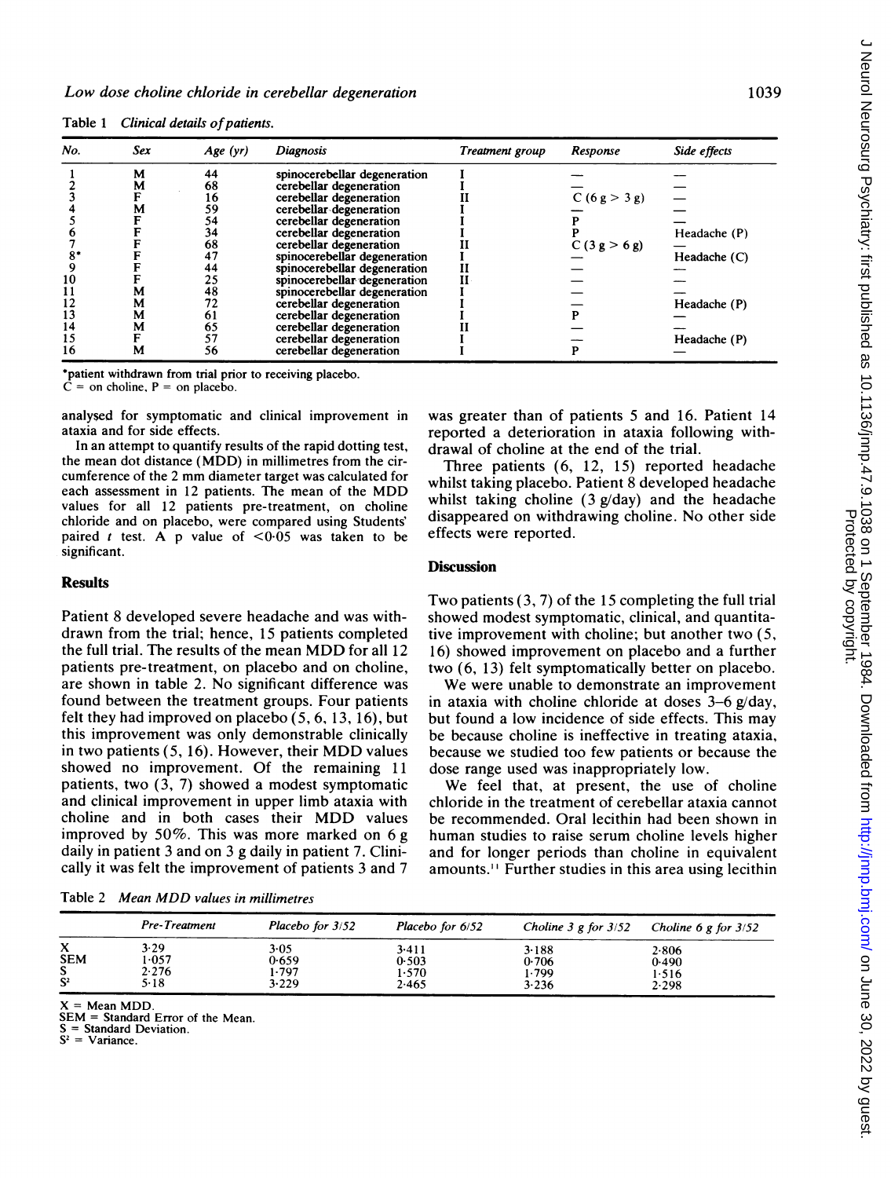Table 1 *Clinical details of patients.*

| No. | Sex | Age (yr) | Diagnosis | Treatment group | Response | Side effects |
|---|---|---|---|---|---|---|
| 1 | M | 44 | spinocerebellar degeneration | I | — | — |
| 2 | M | 68 | cerebellar degeneration | I | — | — |
| 3 | F | 16 | cerebellar degeneration | II | C (6 g > 3 g) | — |
| 4 | M | 59 | cerebellar degeneration | I | — | — |
| 5 | F | 54 | cerebellar degeneration | I | P | — |
| 6 | F | 34 | cerebellar degeneration | I | P | Headache (P) |
| 7 | F | 68 | cerebellar degeneration | II | C (3 g > 6 g) | — |
| 8* | F | 47 | spinocerebellar degeneration | I | — | Headache (C) |
| 9 | F | 44 | spinocerebellar degeneration | II | — | — |
| 10 | F | 25 | spinocerebellar degeneration | II | — | — |
| 11 | M | 48 | spinocerebellar degeneration | I | — | — |
| 12 | M | 72 | cerebellar degeneration | I | — | Headache (P) |
| 13 | M | 61 | cerebellar degeneration | I | P | — |
| 14 | M | 65 | cerebellar degeneration | II | — | — |
| 15 | F | 57 | cerebellar degeneration | I | — | Headache (P) |
| 16 | M | 56 | cerebellar degeneration | I | P | — |

*patient withdrawn from trial prior to receiving placebo.
C = on choline, P = on placebo.

analysed for symptomatic and clinical improvement in ataxia and for side effects.

In an attempt to quantify results of the rapid dotting test, the mean dot distance (MDD) in millimetres from the circumference of the 2 mm diameter target was calculated for each assessment in 12 patients. The mean of the MDD values for all 12 patients pre-treatment, on choline chloride and on placebo, were compared using Students' paired $t$ test. A p value of $<0.05$ was taken to be significant.

## Results

Patient 8 developed severe headache and was withdrawn from the trial; hence, 15 patients completed the full trial. The results of the mean MDD for all 12 patients pre-treatment, on placebo and on choline, are shown in table 2. No significant difference was found between the treatment groups. Four patients felt they had improved on placebo (5, 6, 13, 16), but this improvement was only demonstrable clinically in two patients (5, 16). However, their MDD values showed no improvement. Of the remaining 11 patients, two (3, 7) showed a modest symptomatic and clinical improvement in upper limb ataxia with choline and in both cases their MDD values improved by 50%. This was more marked on 6 g daily in patient 3 and on 3 g daily in patient 7. Clinically it was felt the improvement of patients 3 and 7 was greater than of patients 5 and 16. Patient 14 reported a deterioration in ataxia following withdrawal of choline at the end of the trial.

Three patients (6, 12, 15) reported headache whilst taking placebo. Patient 8 developed headache whilst taking choline (3 g/day) and the headache disappeared on withdrawing choline. No other side effects were reported.

## Discussion

Two patients (3, 7) of the 15 completing the full trial showed modest symptomatic, clinical, and quantitative improvement with choline; but another two (5, 16) showed improvement on placebo and a further two (6, 13) felt symptomatically better on placebo.

We were unable to demonstrate an improvement in ataxia with choline chloride at doses 3–6 g/day, but found a low incidence of side effects. This may be because choline is ineffective in treating ataxia, because we studied too few patients or because the dose range used was inappropriately low.

We feel that, at present, the use of choline chloride in the treatment of cerebellar ataxia cannot be recommended. Oral lecithin had been shown in human studies to raise serum choline levels higher and for longer periods than choline in equivalent amounts.[11] Further studies in this area using lecithin

Table 2 *Mean MDD values in millimetres*

| | Pre-Treatment | Placebo for 3/52 | Placebo for 6/52 | Choline 3 g for 3/52 | Choline 6 g for 3/52 |
|---|---|---|---|---|---|
| X | 3·29 | 3·05 | 3·411 | 3·188 | 2·806 |
| SEM | 1·057 | 0·659 | 0·503 | 0·706 | 0·490 |
| S | 2·276 | 1·797 | 1·570 | 1·799 | 1·516 |
| $S^2$ | 5·18 | 3·229 | 2·465 | 3·236 | 2·298 |

X = Mean MDD.
SEM = Standard Error of the Mean.
S = Standard Deviation.
$S^2$ = Variance.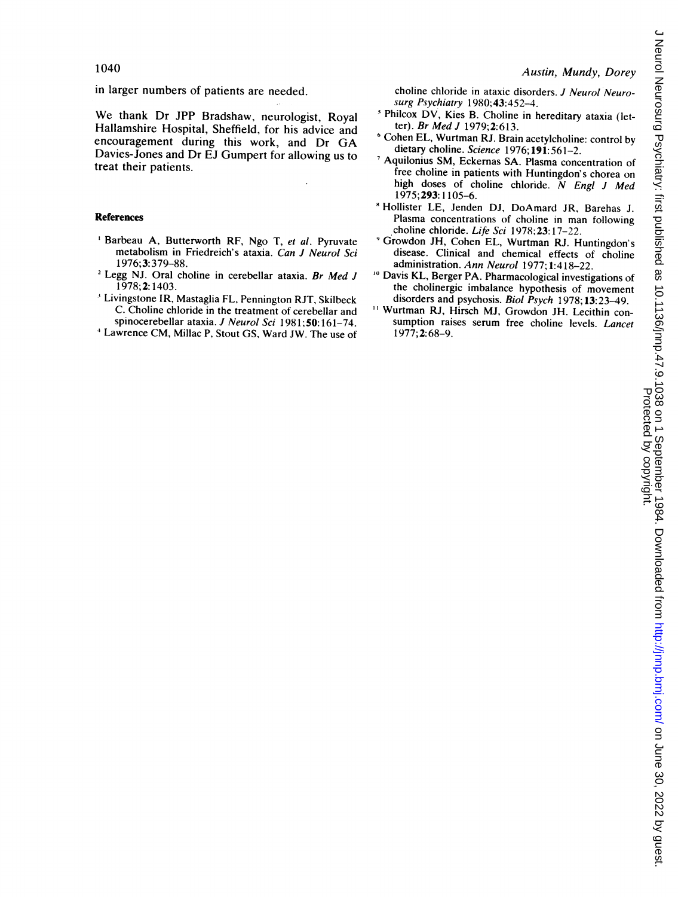in larger numbers of patients are needed.

We thank Dr JPP Bradshaw, neurologist, Royal Hallamshire Hospital, Sheffield, for his advice and encouragement during this work, and Dr GA Davies-Jones and Dr EJ Gumpert for allowing us to treat their patients.

## References

1. Barbeau A, Butterworth RF, Ngo T, *et al*. Pyruvate metabolism in Friedreich's ataxia. *Can J Neurol Sci* 1976;**3**:379–88.
2. Legg NJ. Oral choline in cerebellar ataxia. *Br Med J* 1978;**2**:1403.
3. Livingstone IR, Mastaglia FL, Pennington RJT, Skilbeck C. Choline chloride in the treatment of cerebellar and spinocerebellar ataxia. *J Neurol Sci* 1981;**50**:161–74.
4. Lawrence CM, Millac P, Stout GS, Ward JW. The use of choline chloride in ataxic disorders. *J Neurol Neurosurg Psychiatry* 1980;**43**:452–4.
5. Philcox DV, Kies B. Choline in hereditary ataxia (letter). *Br Med J* 1979;**2**:613.
6. Cohen EL, Wurtman RJ. Brain acetylcholine: control by dietary choline. *Science* 1976;**191**:561–2.
7. Aquilonius SM, Eckernas SA. Plasma concentration of free choline in patients with Huntingdon's chorea on high doses of choline chloride. *N Engl J Med* 1975;**293**:1105–6.
8. Hollister LE, Jenden DJ, DoAmard JR, Barehas J. Plasma concentrations of choline in man following choline chloride. *Life Sci* 1978;**23**:17–22.
9. Growdon JH, Cohen EL, Wurtman RJ. Huntingdon's disease. Clinical and chemical effects of choline administration. *Ann Neurol* 1977;**1**:418–22.
10. Davis KL, Berger PA. Pharmacological investigations of the cholinergic imbalance hypothesis of movement disorders and psychosis. *Biol Psych* 1978;**13**:23–49.
11. Wurtman RJ, Hirsch MJ, Growdon JH. Lecithin consumption raises serum free choline levels. *Lancet* 1977;**2**:68–9.